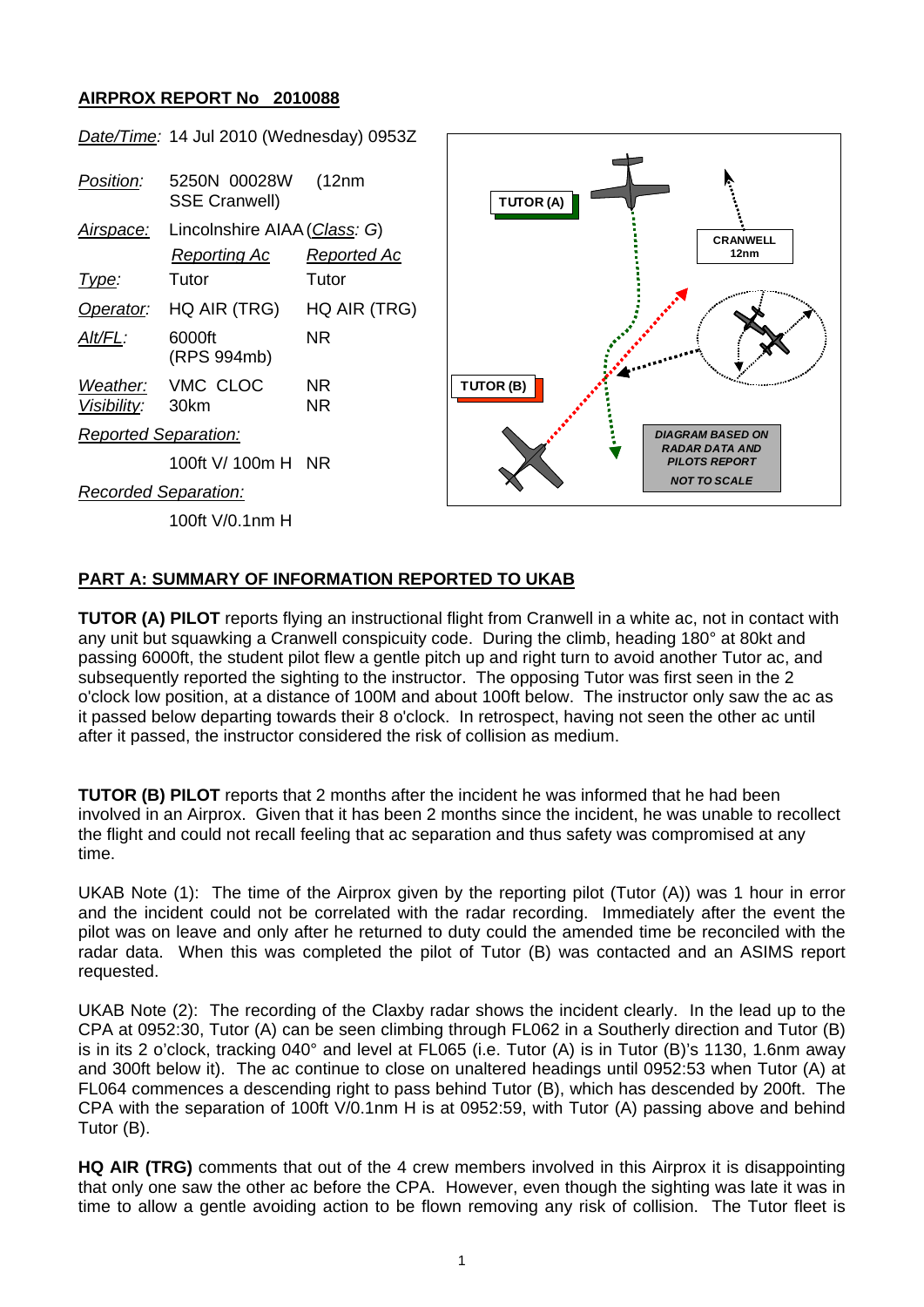## AIRPROX REPORT No 2010088

| | | |
|---|---|---|
| *Date/Time*: | 14 Jul 2010 (Wednesday) 0953Z | |
| *Position*: | 5250N 00028W (12nm SSE Cranwell) | |
| *Airspace*: | Lincolnshire AIAA (*Class*: G) | |
| | *Reporting Ac* | *Reported Ac* |
| *Type*: | Tutor | Tutor |
| *Operator*: | HQ AIR (TRG) | HQ AIR (TRG) |
| *Alt/FL*: | 6000ft (RPS 994mb) | NR |
| *Weather*: | VMC CLOC | NR |
| *Visibility*: | 30km | NR |
| *Reported Separation*: | | |
| | 100ft V/ 100m H | NR |
| *Recorded Separation*: | | |
| | 100ft V/0.1nm H | |

TUTOR (A)

CRANWELL 12nm

TUTOR (B)

DIAGRAM BASED ON RADAR DATA AND PILOTS REPORT

NOT TO SCALE

### PART A: SUMMARY OF INFORMATION REPORTED TO UKAB

**TUTOR (A) PILOT** reports flying an instructional flight from Cranwell in a white ac, not in contact with any unit but squawking a Cranwell conspicuity code. During the climb, heading 180° at 80kt and passing 6000ft, the student pilot flew a gentle pitch up and right turn to avoid another Tutor ac, and subsequently reported the sighting to the instructor. The opposing Tutor was first seen in the 2 o'clock low position, at a distance of 100M and about 100ft below. The instructor only saw the ac as it passed below departing towards their 8 o'clock. In retrospect, having not seen the other ac until after it passed, the instructor considered the risk of collision as medium.

**TUTOR (B) PILOT** reports that 2 months after the incident he was informed that he had been involved in an Airprox. Given that it has been 2 months since the incident, he was unable to recollect the flight and could not recall feeling that ac separation and thus safety was compromised at any time.

UKAB Note (1): The time of the Airprox given by the reporting pilot (Tutor (A)) was 1 hour in error and the incident could not be correlated with the radar recording. Immediately after the event the pilot was on leave and only after he returned to duty could the amended time be reconciled with the radar data. When this was completed the pilot of Tutor (B) was contacted and an ASIMS report requested.

UKAB Note (2): The recording of the Claxby radar shows the incident clearly. In the lead up to the CPA at 0952:30, Tutor (A) can be seen climbing through FL062 in a Southerly direction and Tutor (B) is in its 2 o'clock, tracking 040° and level at FL065 (i.e. Tutor (A) is in Tutor (B)'s 1130, 1.6nm away and 300ft below it). The ac continue to close on unaltered headings until 0952:53 when Tutor (A) at FL064 commences a descending right to pass behind Tutor (B), which has descended by 200ft. The CPA with the separation of 100ft V/0.1nm H is at 0952:59, with Tutor (A) passing above and behind Tutor (B).

**HQ AIR (TRG)** comments that out of the 4 crew members involved in this Airprox it is disappointing that only one saw the other ac before the CPA. However, even though the sighting was late it was in time to allow a gentle avoiding action to be flown removing any risk of collision. The Tutor fleet is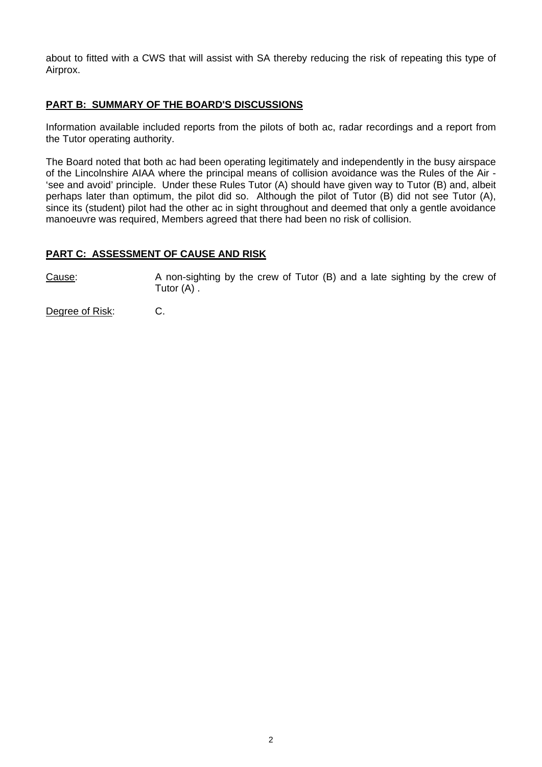about to fitted with a CWS that will assist with SA thereby reducing the risk of repeating this type of Airprox.

## PART B: SUMMARY OF THE BOARD'S DISCUSSIONS

Information available included reports from the pilots of both ac, radar recordings and a report from the Tutor operating authority.

The Board noted that both ac had been operating legitimately and independently in the busy airspace of the Lincolnshire AIAA where the principal means of collision avoidance was the Rules of the Air - 'see and avoid' principle. Under these Rules Tutor (A) should have given way to Tutor (B) and, albeit perhaps later than optimum, the pilot did so. Although the pilot of Tutor (B) did not see Tutor (A), since its (student) pilot had the other ac in sight throughout and deemed that only a gentle avoidance manoeuvre was required, Members agreed that there had been no risk of collision.

## PART C: ASSESSMENT OF CAUSE AND RISK

Cause: A non-sighting by the crew of Tutor (B) and a late sighting by the crew of Tutor (A) .

Degree of Risk: C.